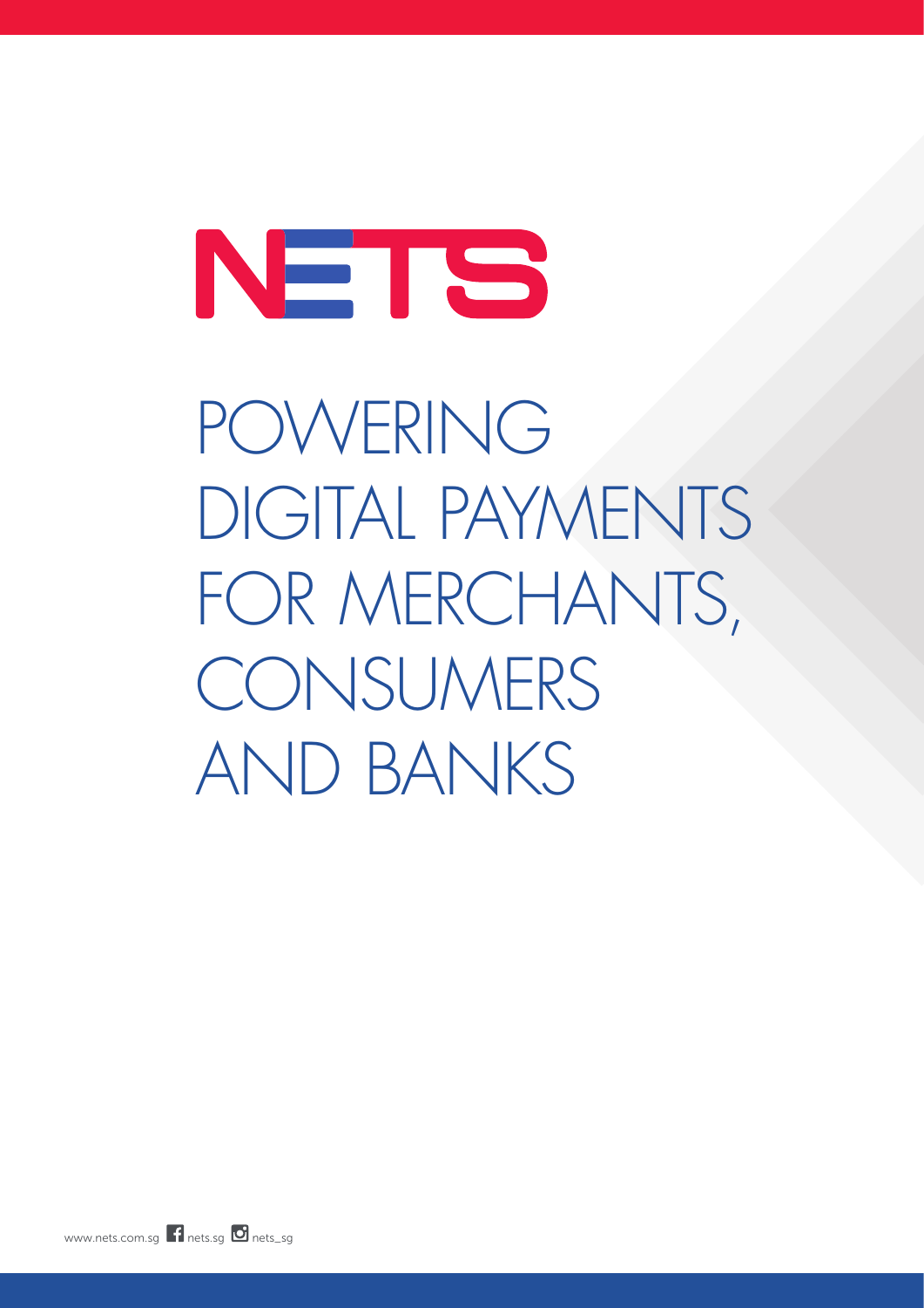# NETS

# POWERING DIGITAL PAYMENTS FOR MERCHANTS, CONSUMERS AND BANKS

www.nets.com.sg nets.sg nets_sg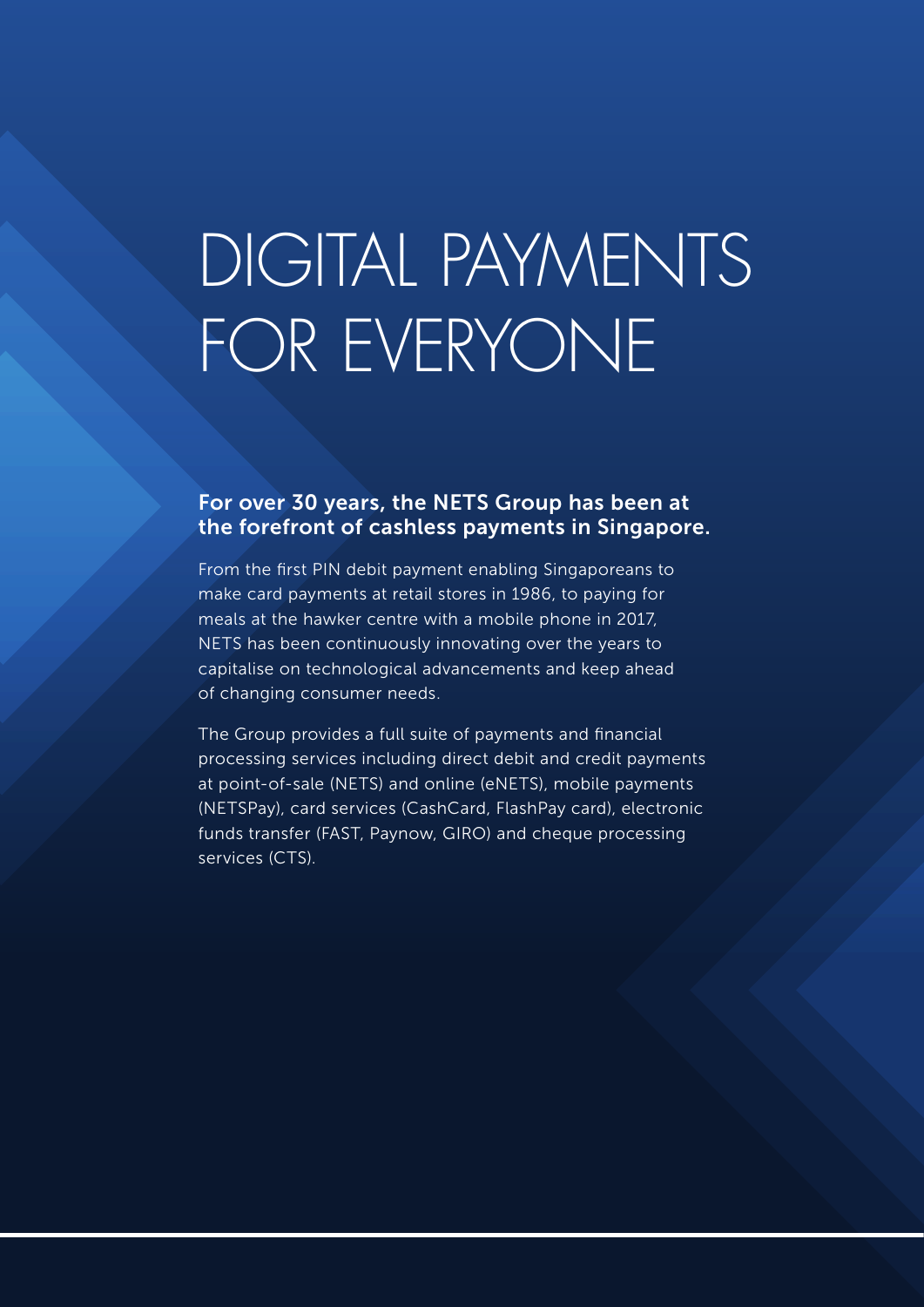# DIGITAL PAYMENTS FOR EVERYONE

**For over 30 years, the NETS Group has been at the forefront of cashless payments in Singapore.**

From the first PIN debit payment enabling Singaporeans to make card payments at retail stores in 1986, to paying for meals at the hawker centre with a mobile phone in 2017, NETS has been continuously innovating over the years to capitalise on technological advancements and keep ahead of changing consumer needs.

The Group provides a full suite of payments and financial processing services including direct debit and credit payments at point-of-sale (NETS) and online (eNETS), mobile payments (NETSPay), card services (CashCard, FlashPay card), electronic funds transfer (FAST, Paynow, GIRO) and cheque processing services (CTS).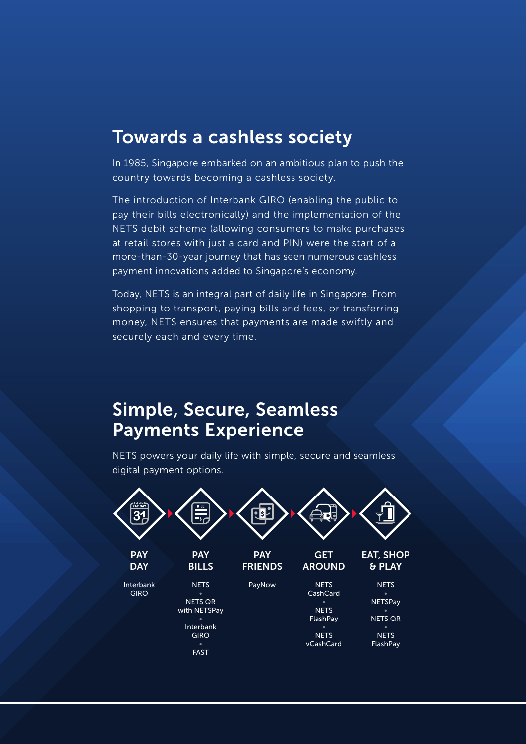## Towards a cashless society

In 1985, Singapore embarked on an ambitious plan to push the country towards becoming a cashless society.

The introduction of Interbank GIRO (enabling the public to pay their bills electronically) and the implementation of the NETS debit scheme (allowing consumers to make purchases at retail stores with just a card and PIN) were the start of a more-than-30-year journey that has seen numerous cashless payment innovations added to Singapore's economy.

Today, NETS is an integral part of daily life in Singapore. From shopping to transport, paying bills and fees, or transferring money, NETS ensures that payments are made swiftly and securely each and every time.

## Simple, Secure, Seamless Payments Experience

NETS powers your daily life with simple, secure and seamless digital payment options.

**PAY DAY**

- Interbank GIRO

**PAY BILLS**

- NETS
- NETS QR with NETSPay
- Interbank GIRO
- FAST

**PAY FRIENDS**

- PayNow

**GET AROUND**

- NETS CashCard
- NETS FlashPay
- NETS vCashCard

**EAT, SHOP & PLAY**

- NETS
- NETSPay
- NETS QR
- NETS FlashPay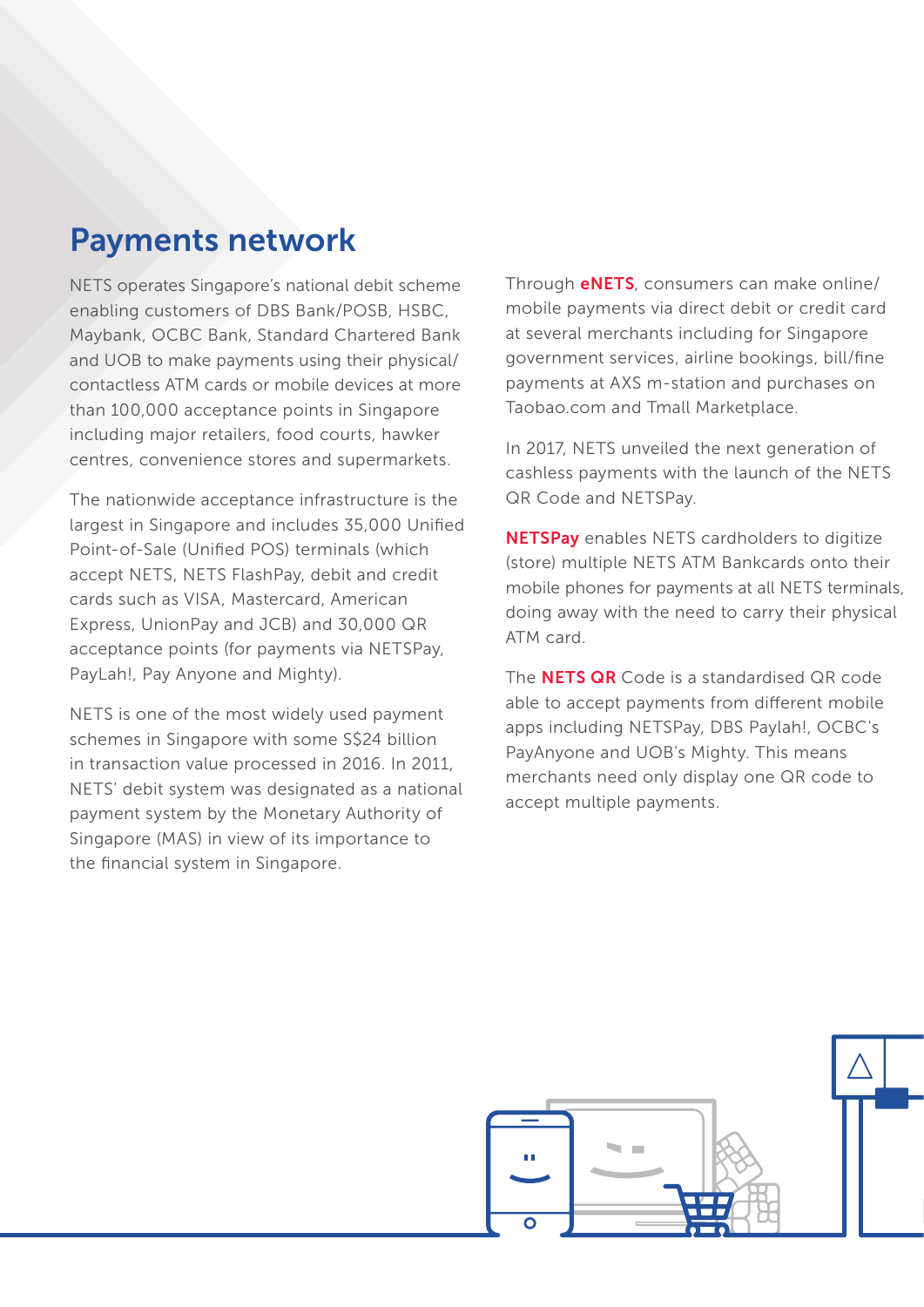## Payments network

NETS operates Singapore's national debit scheme enabling customers of DBS Bank/POSB, HSBC, Maybank, OCBC Bank, Standard Chartered Bank and UOB to make payments using their physical/contactless ATM cards or mobile devices at more than 100,000 acceptance points in Singapore including major retailers, food courts, hawker centres, convenience stores and supermarkets.

The nationwide acceptance infrastructure is the largest in Singapore and includes 35,000 Unified Point-of-Sale (Unified POS) terminals (which accept NETS, NETS FlashPay, debit and credit cards such as VISA, Mastercard, American Express, UnionPay and JCB) and 30,000 QR acceptance points (for payments via NETSPay, PayLah!, Pay Anyone and Mighty).

NETS is one of the most widely used payment schemes in Singapore with some S$24 billion in transaction value processed in 2016. In 2011, NETS' debit system was designated as a national payment system by the Monetary Authority of Singapore (MAS) in view of its importance to the financial system in Singapore.

Through **eNETS**, consumers can make online/mobile payments via direct debit or credit card at several merchants including for Singapore government services, airline bookings, bill/fine payments at AXS m-station and purchases on Taobao.com and Tmall Marketplace.

In 2017, NETS unveiled the next generation of cashless payments with the launch of the NETS QR Code and NETSPay.

**NETSPay** enables NETS cardholders to digitize (store) multiple NETS ATM Bankcards onto their mobile phones for payments at all NETS terminals, doing away with the need to carry their physical ATM card.

The **NETS QR** Code is a standardised QR code able to accept payments from different mobile apps including NETSPay, DBS Paylah!, OCBC's PayAnyone and UOB's Mighty. This means merchants need only display one QR code to accept multiple payments.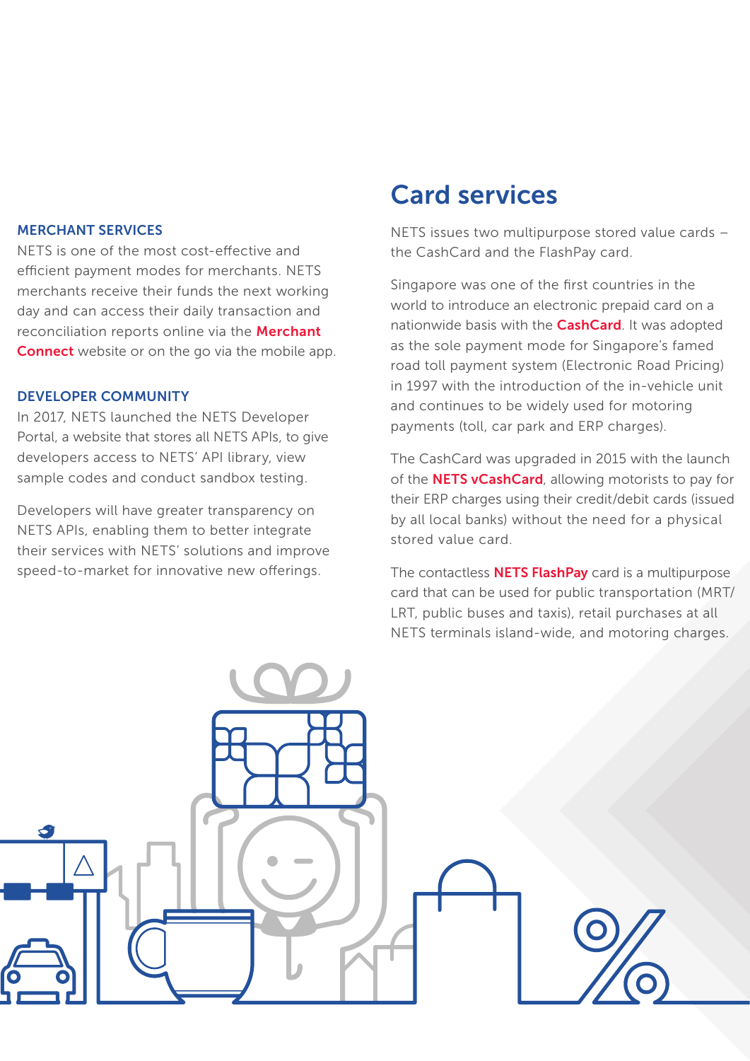### MERCHANT SERVICES

NETS is one of the most cost-effective and efficient payment modes for merchants. NETS merchants receive their funds the next working day and can access their daily transaction and reconciliation reports online via the **Merchant Connect** website or on the go via the mobile app.

### DEVELOPER COMMUNITY

In 2017, NETS launched the NETS Developer Portal, a website that stores all NETS APIs, to give developers access to NETS' API library, view sample codes and conduct sandbox testing.

Developers will have greater transparency on NETS APIs, enabling them to better integrate their services with NETS' solutions and improve speed-to-market for innovative new offerings.

## Card services

NETS issues two multipurpose stored value cards – the CashCard and the FlashPay card.

Singapore was one of the first countries in the world to introduce an electronic prepaid card on a nationwide basis with the **CashCard**. It was adopted as the sole payment mode for Singapore's famed road toll payment system (Electronic Road Pricing) in 1997 with the introduction of the in-vehicle unit and continues to be widely used for motoring payments (toll, car park and ERP charges).

The CashCard was upgraded in 2015 with the launch of the **NETS vCashCard**, allowing motorists to pay for their ERP charges using their credit/debit cards (issued by all local banks) without the need for a physical stored value card.

The contactless **NETS FlashPay** card is a multipurpose card that can be used for public transportation (MRT/LRT, public buses and taxis), retail purchases at all NETS terminals island-wide, and motoring charges.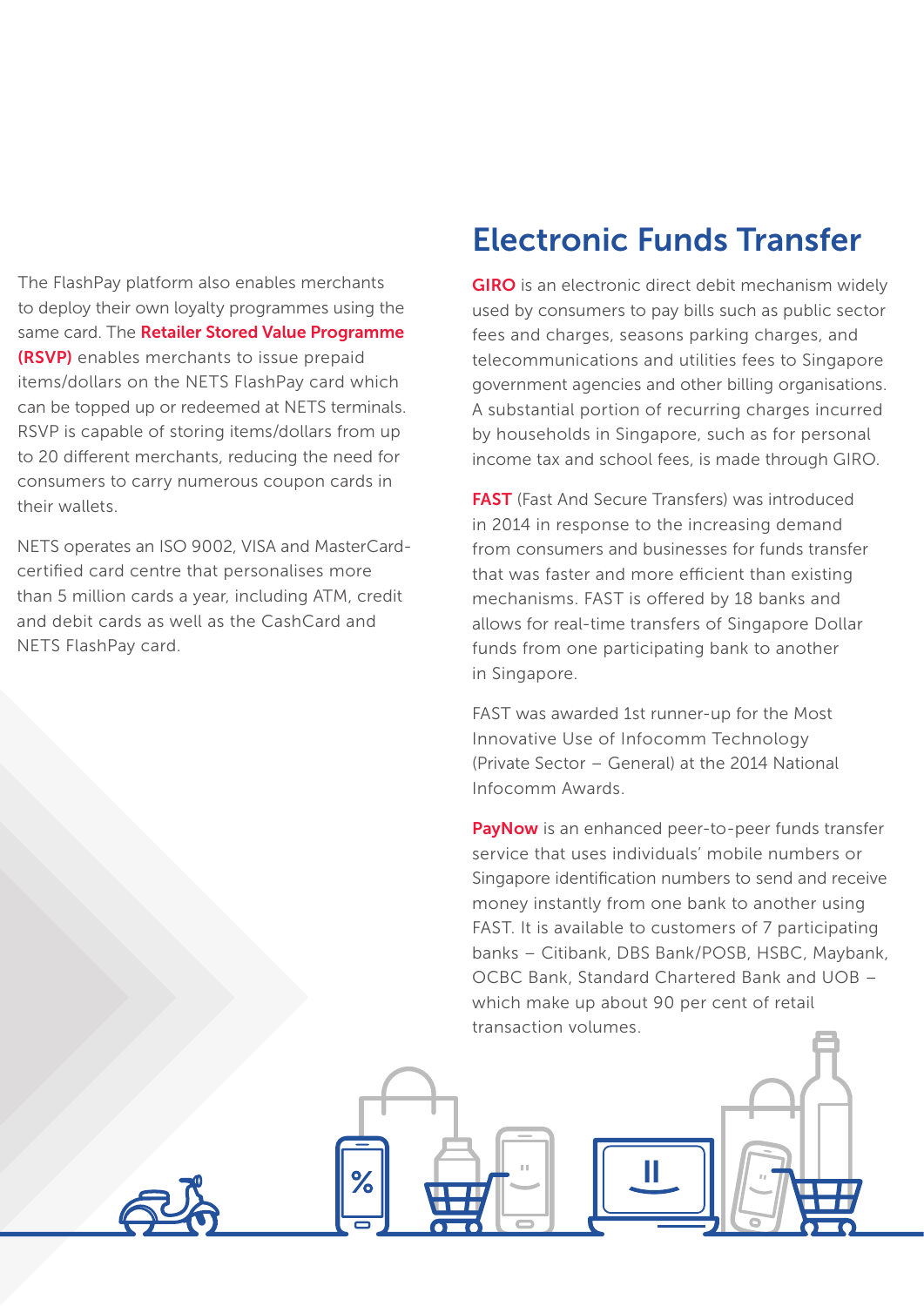The FlashPay platform also enables merchants to deploy their own loyalty programmes using the same card. The **Retailer Stored Value Programme (RSVP)** enables merchants to issue prepaid items/dollars on the NETS FlashPay card which can be topped up or redeemed at NETS terminals. RSVP is capable of storing items/dollars from up to 20 different merchants, reducing the need for consumers to carry numerous coupon cards in their wallets.

NETS operates an ISO 9002, VISA and MasterCard-certified card centre that personalises more than 5 million cards a year, including ATM, credit and debit cards as well as the CashCard and NETS FlashPay card.

## Electronic Funds Transfer

**GIRO** is an electronic direct debit mechanism widely used by consumers to pay bills such as public sector fees and charges, seasons parking charges, and telecommunications and utilities fees to Singapore government agencies and other billing organisations. A substantial portion of recurring charges incurred by households in Singapore, such as for personal income tax and school fees, is made through GIRO.

**FAST** (Fast And Secure Transfers) was introduced in 2014 in response to the increasing demand from consumers and businesses for funds transfer that was faster and more efficient than existing mechanisms. FAST is offered by 18 banks and allows for real-time transfers of Singapore Dollar funds from one participating bank to another in Singapore.

FAST was awarded 1st runner-up for the Most Innovative Use of Infocomm Technology (Private Sector – General) at the 2014 National Infocomm Awards.

**PayNow** is an enhanced peer-to-peer funds transfer service that uses individuals' mobile numbers or Singapore identification numbers to send and receive money instantly from one bank to another using FAST. It is available to customers of 7 participating banks – Citibank, DBS Bank/POSB, HSBC, Maybank, OCBC Bank, Standard Chartered Bank and UOB – which make up about 90 per cent of retail transaction volumes.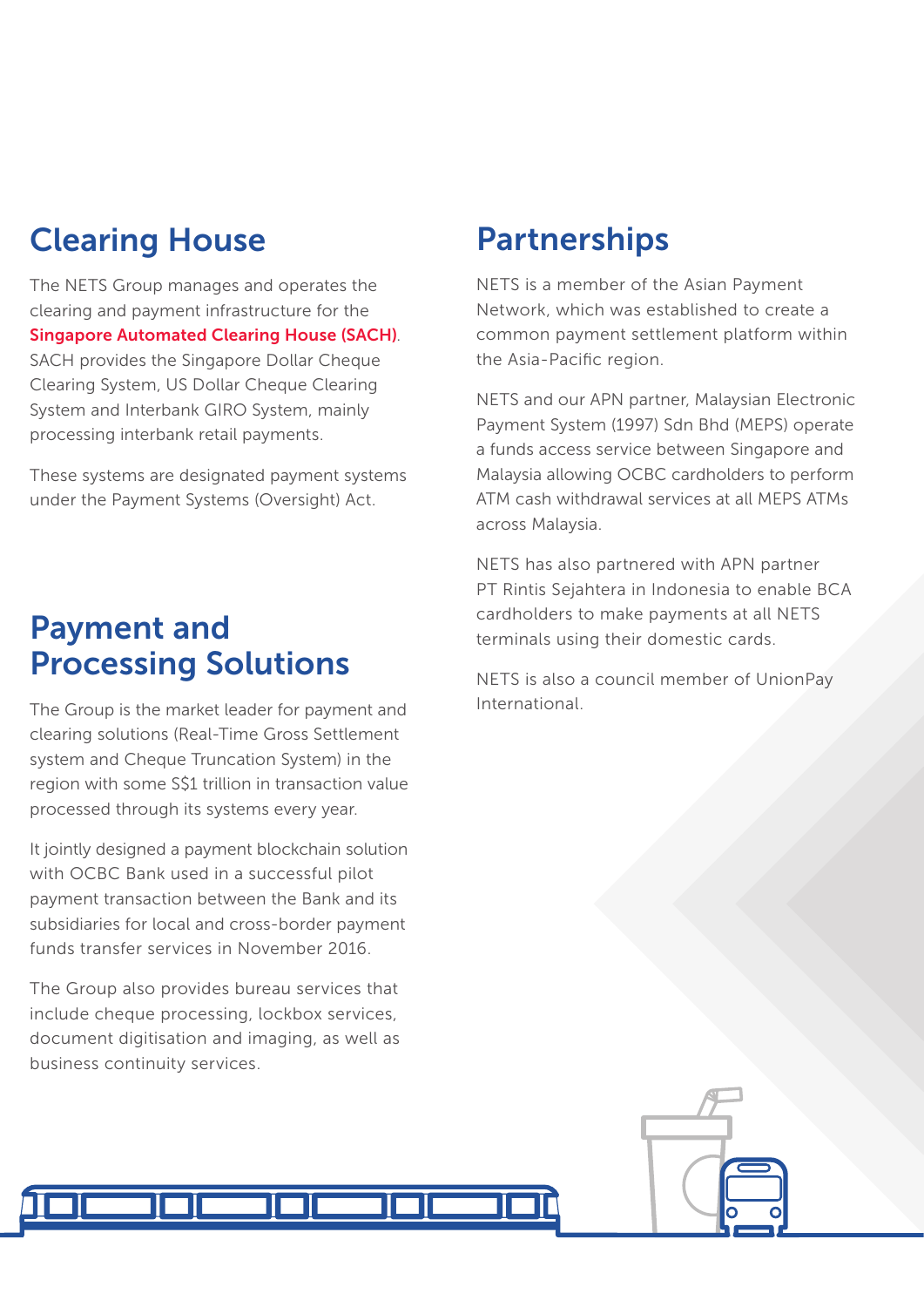## Clearing House

The NETS Group manages and operates the clearing and payment infrastructure for the **Singapore Automated Clearing House (SACH)**. SACH provides the Singapore Dollar Cheque Clearing System, US Dollar Cheque Clearing System and Interbank GIRO System, mainly processing interbank retail payments.

These systems are designated payment systems under the Payment Systems (Oversight) Act.

## Payment and Processing Solutions

The Group is the market leader for payment and clearing solutions (Real-Time Gross Settlement system and Cheque Truncation System) in the region with some S$1 trillion in transaction value processed through its systems every year.

It jointly designed a payment blockchain solution with OCBC Bank used in a successful pilot payment transaction between the Bank and its subsidiaries for local and cross-border payment funds transfer services in November 2016.

The Group also provides bureau services that include cheque processing, lockbox services, document digitisation and imaging, as well as business continuity services.

## Partnerships

NETS is a member of the Asian Payment Network, which was established to create a common payment settlement platform within the Asia-Pacific region.

NETS and our APN partner, Malaysian Electronic Payment System (1997) Sdn Bhd (MEPS) operate a funds access service between Singapore and Malaysia allowing OCBC cardholders to perform ATM cash withdrawal services at all MEPS ATMs across Malaysia.

NETS has also partnered with APN partner PT Rintis Sejahtera in Indonesia to enable BCA cardholders to make payments at all NETS terminals using their domestic cards.

NETS is also a council member of UnionPay International.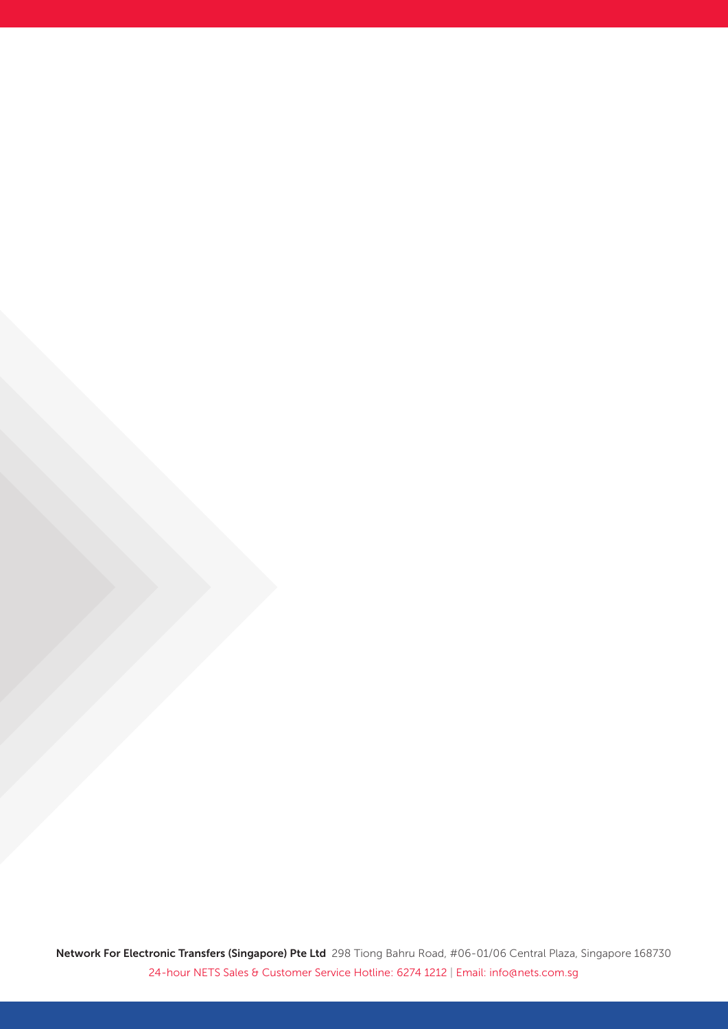**Network For Electronic Transfers (Singapore) Pte Ltd** 298 Tiong Bahru Road, #06-01/06 Central Plaza, Singapore 168730

24-hour NETS Sales & Customer Service Hotline: 6274 1212 | Email: info@nets.com.sg